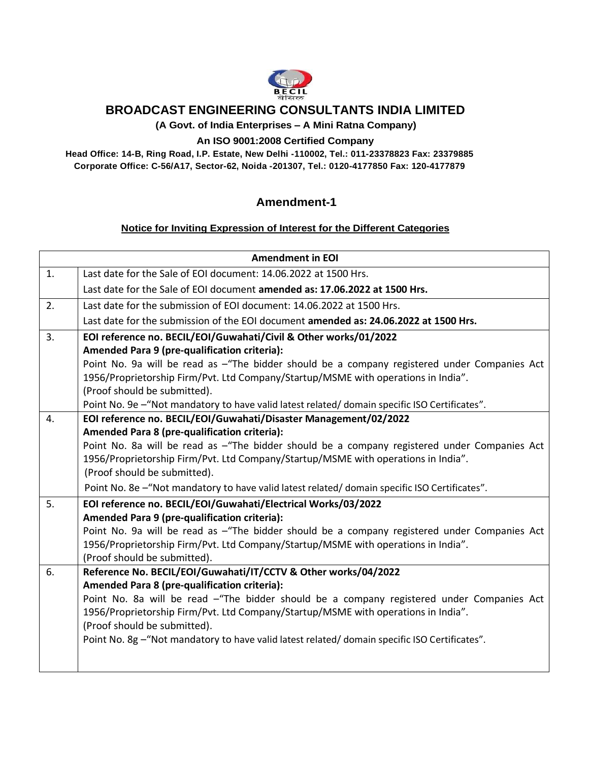# BROADCAST ENGINEERING CONSULTANTS INDIA LIMITED

**(A Govt. of India Enterprises – A Mini Ratna Company)**

**An ISO 9001:2008 Certified Company**

**Head Office: 14-B, Ring Road, I.P. Estate, New Delhi -110002, Tel.: 011-23378823 Fax: 23379885**
**Corporate Office: C-56/A17, Sector-62, Noida -201307, Tel.: 0120-4177850 Fax: 120-4177879**

## Amendment-1

**Notice for Inviting Expression of Interest for the Different Categories**

| | **Amendment in EOI** |
|---|---|
| 1. | Last date for the Sale of EOI document: 14.06.2022 at 1500 Hrs.<br>Last date for the Sale of EOI document **amended as: 17.06.2022 at 1500 Hrs.** |
| 2. | Last date for the submission of EOI document: 14.06.2022 at 1500 Hrs.<br>Last date for the submission of the EOI document **amended as: 24.06.2022 at 1500 Hrs.** |
| 3. | **EOI reference no. BECIL/EOI/Guwahati/Civil & Other works/01/2022**<br>**Amended Para 9 (pre-qualification criteria):**<br>Point No. 9a will be read as –"The bidder should be a company registered under Companies Act 1956/Proprietorship Firm/Pvt. Ltd Company/Startup/MSME with operations in India".<br>(Proof should be submitted).<br>Point No. 9e –"Not mandatory to have valid latest related/ domain specific ISO Certificates". |
| 4. | **EOI reference no. BECIL/EOI/Guwahati/Disaster Management/02/2022**<br>**Amended Para 8 (pre-qualification criteria):**<br>Point No. 8a will be read as –"The bidder should be a company registered under Companies Act 1956/Proprietorship Firm/Pvt. Ltd Company/Startup/MSME with operations in India".<br>(Proof should be submitted).<br>Point No. 8e –"Not mandatory to have valid latest related/ domain specific ISO Certificates". |
| 5. | **EOI reference no. BECIL/EOI/Guwahati/Electrical Works/03/2022**<br>**Amended Para 9 (pre-qualification criteria):**<br>Point No. 9a will be read as –"The bidder should be a company registered under Companies Act 1956/Proprietorship Firm/Pvt. Ltd Company/Startup/MSME with operations in India".<br>(Proof should be submitted). |
| 6. | **Reference No. BECIL/EOI/Guwahati/IT/CCTV & Other works/04/2022**<br>**Amended Para 8 (pre-qualification criteria):**<br>Point No. 8a will be read –"The bidder should be a company registered under Companies Act 1956/Proprietorship Firm/Pvt. Ltd Company/Startup/MSME with operations in India".<br>(Proof should be submitted).<br>Point No. 8g –"Not mandatory to have valid latest related/ domain specific ISO Certificates". |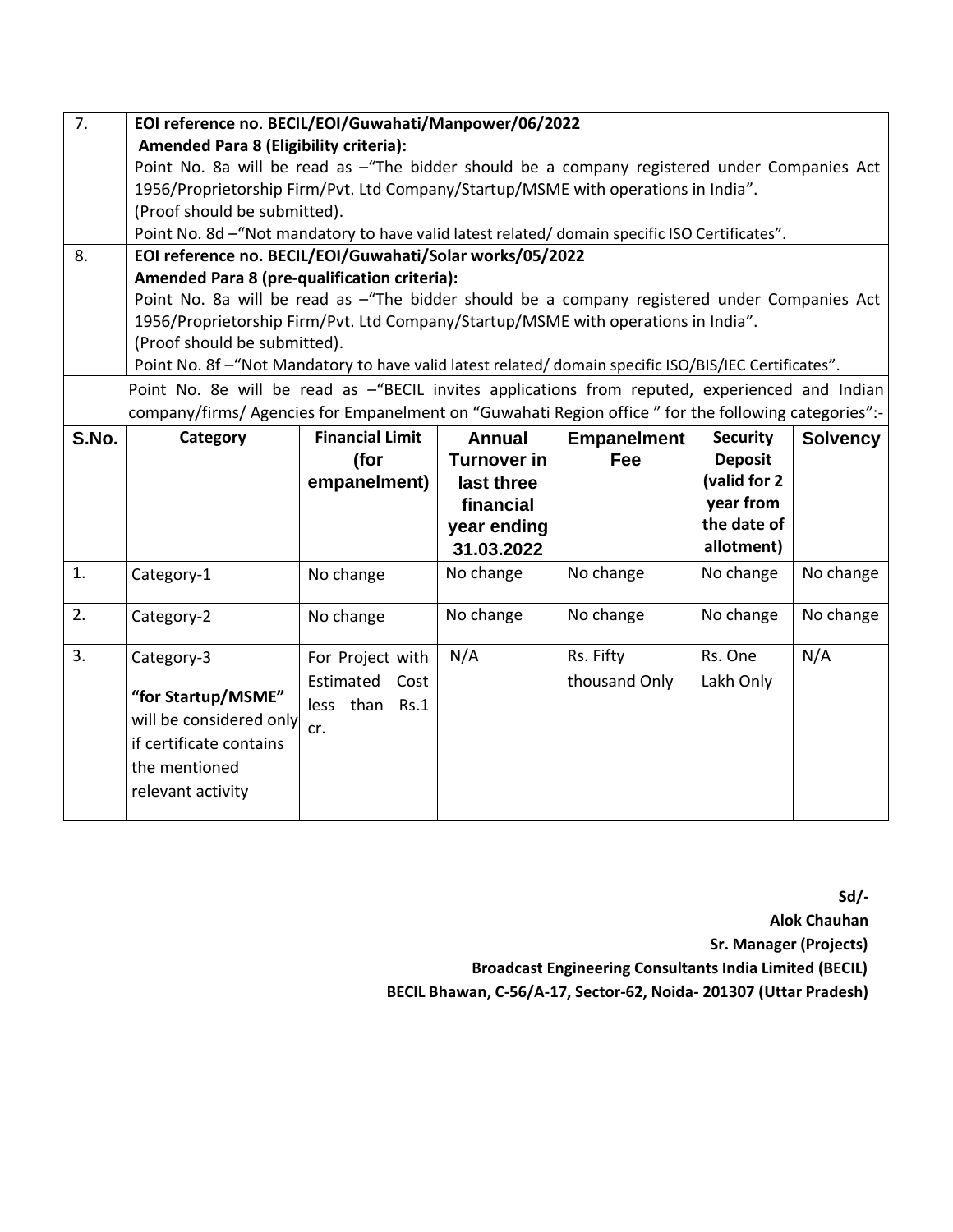| | |
|---|---|
| 7. | **EOI reference no. BECIL/EOI/Guwahati/Manpower/06/2022**<br>**Amended Para 8 (Eligibility criteria):**<br>Point No. 8a will be read as –"The bidder should be a company registered under Companies Act 1956/Proprietorship Firm/Pvt. Ltd Company/Startup/MSME with operations in India".<br>(Proof should be submitted).<br>Point No. 8d –"Not mandatory to have valid latest related/ domain specific ISO Certificates". |
| 8. | **EOI reference no. BECIL/EOI/Guwahati/Solar works/05/2022**<br>**Amended Para 8 (pre-qualification criteria):**<br>Point No. 8a will be read as –"The bidder should be a company registered under Companies Act 1956/Proprietorship Firm/Pvt. Ltd Company/Startup/MSME with operations in India".<br>(Proof should be submitted).<br>Point No. 8f –"Not Mandatory to have valid latest related/ domain specific ISO/BIS/IEC Certificates". |
| | Point No. 8e will be read as –"BECIL invites applications from reputed, experienced and Indian company/firms/ Agencies for Empanelment on "Guwahati Region office " for the following categories":- |

| S.No. | Category | Financial Limit (for empanelment) | Annual Turnover in last three financial year ending 31.03.2022 | Empanelment Fee | Security Deposit (valid for 2 year from the date of allotment) | Solvency |
|---|---|---|---|---|---|---|
| 1. | Category-1 | No change | No change | No change | No change | No change |
| 2. | Category-2 | No change | No change | No change | No change | No change |
| 3. | Category-3<br>**"for Startup/MSME"** will be considered only if certificate contains the mentioned relevant activity | For Project with Estimated Cost less than Rs.1 cr. | N/A | Rs. Fifty thousand Only | Rs. One Lakh Only | N/A |

**Sd/-**
**Alok Chauhan**
**Sr. Manager (Projects)**
**Broadcast Engineering Consultants India Limited (BECIL)**
**BECIL Bhawan, C-56/A-17, Sector-62, Noida- 201307 (Uttar Pradesh)**